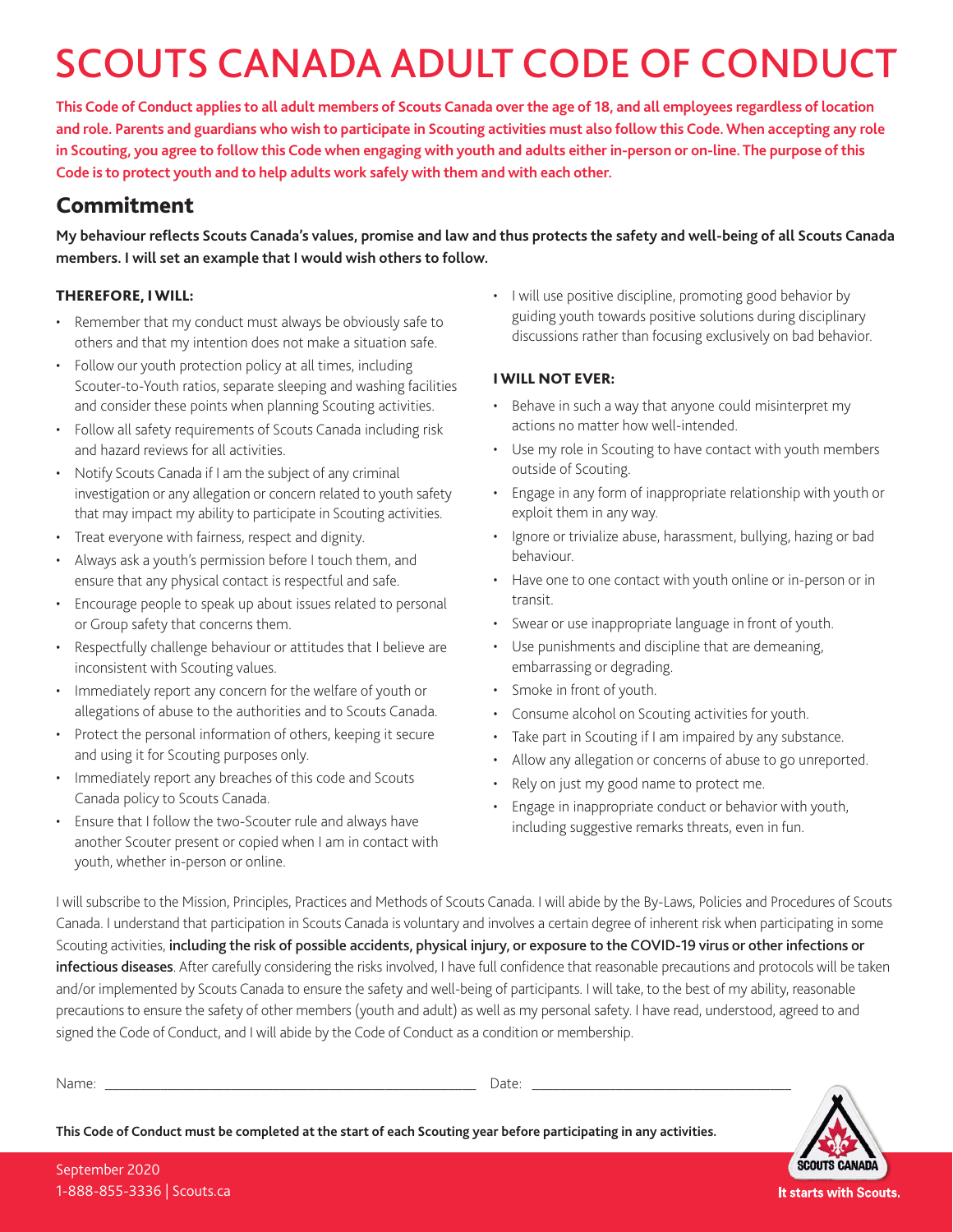# SCOUTS CANADA ADULT CODE OF CONDUCT

**This Code of Conduct applies to all adult members of Scouts Canada over the age of 18, and all employees regardless of location and role. Parents and guardians who wish to participate in Scouting activities must also follow this Code. When accepting any role in Scouting, you agree to follow this Code when engaging with youth and adults either in-person or on-line. The purpose of this Code is to protect youth and to help adults work safely with them and with each other.**

## Commitment

**My behaviour reflects Scouts Canada's values, promise and law and thus protects the safety and well-being of all Scouts Canada members. I will set an example that I would wish others to follow.**

### THEREFORE, I WILL:

- Remember that my conduct must always be obviously safe to others and that my intention does not make a situation safe.
- Follow our youth protection policy at all times, including Scouter-to-Youth ratios, separate sleeping and washing facilities and consider these points when planning Scouting activities.
- Follow all safety requirements of Scouts Canada including risk and hazard reviews for all activities.
- Notify Scouts Canada if I am the subject of any criminal investigation or any allegation or concern related to youth safety that may impact my ability to participate in Scouting activities.
- Treat everyone with fairness, respect and dignity.
- Always ask a youth's permission before I touch them, and ensure that any physical contact is respectful and safe.
- Encourage people to speak up about issues related to personal or Group safety that concerns them.
- Respectfully challenge behaviour or attitudes that I believe are inconsistent with Scouting values.
- Immediately report any concern for the welfare of youth or allegations of abuse to the authorities and to Scouts Canada.
- Protect the personal information of others, keeping it secure and using it for Scouting purposes only.
- Immediately report any breaches of this code and Scouts Canada policy to Scouts Canada.
- Ensure that I follow the two-Scouter rule and always have another Scouter present or copied when I am in contact with youth, whether in-person or online.
- I will use positive discipline, promoting good behavior by guiding youth towards positive solutions during disciplinary discussions rather than focusing exclusively on bad behavior.

### I WILL NOT EVER:

- Behave in such a way that anyone could misinterpret my actions no matter how well-intended.
- Use my role in Scouting to have contact with youth members outside of Scouting.
- Engage in any form of inappropriate relationship with youth or exploit them in any way.
- Ignore or trivialize abuse, harassment, bullying, hazing or bad behaviour.
- Have one to one contact with youth online or in-person or in transit.
- Swear or use inappropriate language in front of youth.
- Use punishments and discipline that are demeaning, embarrassing or degrading.
- Smoke in front of youth.
- Consume alcohol on Scouting activities for youth.
- Take part in Scouting if I am impaired by any substance.
- Allow any allegation or concerns of abuse to go unreported.
- Rely on just my good name to protect me.
- Engage in inappropriate conduct or behavior with youth, including suggestive remarks threats, even in fun.

I will subscribe to the Mission, Principles, Practices and Methods of Scouts Canada. I will abide by the By-Laws, Policies and Procedures of Scouts Canada. I understand that participation in Scouts Canada is voluntary and involves a certain degree of inherent risk when participating in some Scouting activities, **including the risk of possible accidents, physical injury, or exposure to the COVID-19 virus or other infections or infectious diseases**. After carefully considering the risks involved, I have full confidence that reasonable precautions and protocols will be taken and/or implemented by Scouts Canada to ensure the safety and well-being of participants. I will take, to the best of my ability, reasonable precautions to ensure the safety of other members (youth and adult) as well as my personal safety. I have read, understood, agreed to and signed the Code of Conduct, and I will abide by the Code of Conduct as a condition or membership.

Name: ______________________________ Date: ______________________

**This Code of Conduct must be completed at the start of each Scouting year before participating in any activities.**

September 2020
1-888-855-3336 | Scouts.ca

SCOUTS CANADA
It starts with Scouts.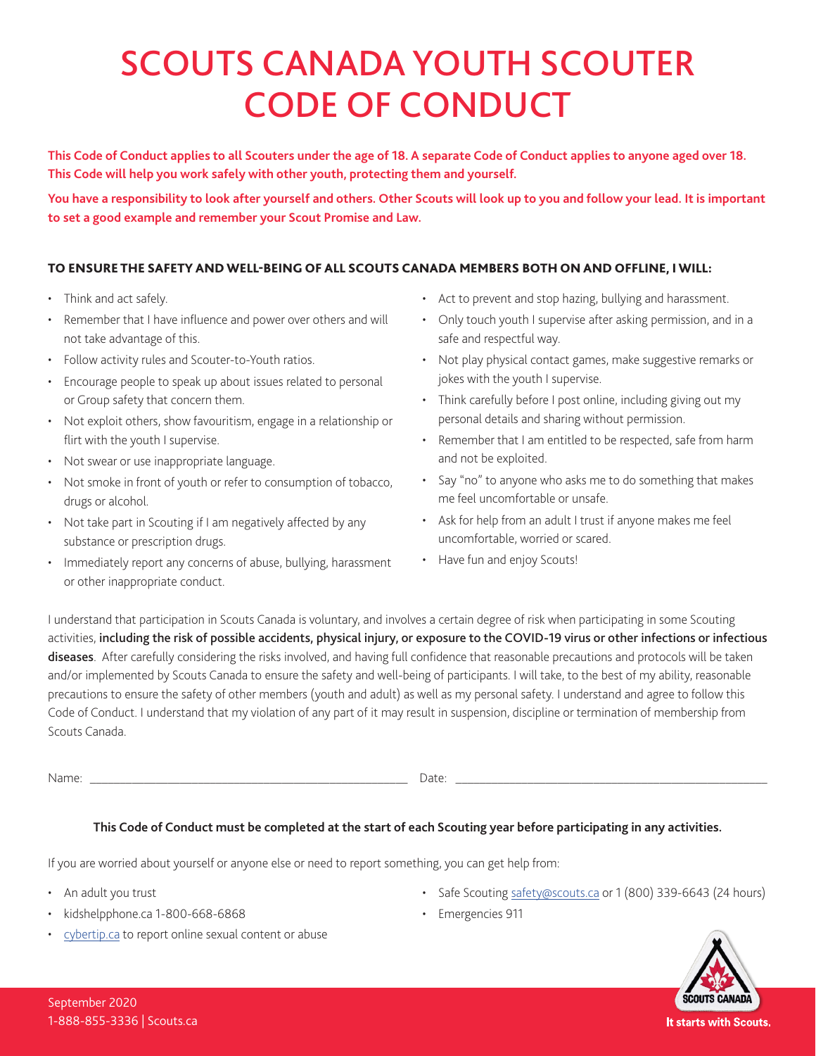# SCOUTS CANADA YOUTH SCOUTER CODE OF CONDUCT

**This Code of Conduct applies to all Scouters under the age of 18. A separate Code of Conduct applies to anyone aged over 18. This Code will help you work safely with other youth, protecting them and yourself.**

**You have a responsibility to look after yourself and others. Other Scouts will look up to you and follow your lead. It is important to set a good example and remember your Scout Promise and Law.**

**TO ENSURE THE SAFETY AND WELL-BEING OF ALL SCOUTS CANADA MEMBERS BOTH ON AND OFFLINE, I WILL:**

- Think and act safely.
- Remember that I have influence and power over others and will not take advantage of this.
- Follow activity rules and Scouter-to-Youth ratios.
- Encourage people to speak up about issues related to personal or Group safety that concern them.
- Not exploit others, show favouritism, engage in a relationship or flirt with the youth I supervise.
- Not swear or use inappropriate language.
- Not smoke in front of youth or refer to consumption of tobacco, drugs or alcohol.
- Not take part in Scouting if I am negatively affected by any substance or prescription drugs.
- Immediately report any concerns of abuse, bullying, harassment or other inappropriate conduct.
- Act to prevent and stop hazing, bullying and harassment.
- Only touch youth I supervise after asking permission, and in a safe and respectful way.
- Not play physical contact games, make suggestive remarks or jokes with the youth I supervise.
- Think carefully before I post online, including giving out my personal details and sharing without permission.
- Remember that I am entitled to be respected, safe from harm and not be exploited.
- Say "no" to anyone who asks me to do something that makes me feel uncomfortable or unsafe.
- Ask for help from an adult I trust if anyone makes me feel uncomfortable, worried or scared.
- Have fun and enjoy Scouts!

I understand that participation in Scouts Canada is voluntary, and involves a certain degree of risk when participating in some Scouting activities, **including the risk of possible accidents, physical injury, or exposure to the COVID-19 virus or other infections or infectious diseases**. After carefully considering the risks involved, and having full confidence that reasonable precautions and protocols will be taken and/or implemented by Scouts Canada to ensure the safety and well-being of participants. I will take, to the best of my ability, reasonable precautions to ensure the safety of other members (youth and adult) as well as my personal safety. I understand and agree to follow this Code of Conduct. I understand that my violation of any part of it may result in suspension, discipline or termination of membership from Scouts Canada.

Name: ________________________________ Date: ________________________________

**This Code of Conduct must be completed at the start of each Scouting year before participating in any activities.**

If you are worried about yourself or anyone else or need to report something, you can get help from:

- An adult you trust
- kidshelpphone.ca 1-800-668-6868
- cybertip.ca to report online sexual content or abuse
- Safe Scouting safety@scouts.ca or 1 (800) 339-6643 (24 hours)
- Emergencies 911

SCOUTS CANADA

It starts with Scouts.

September 2020
1-888-855-3336 | Scouts.ca